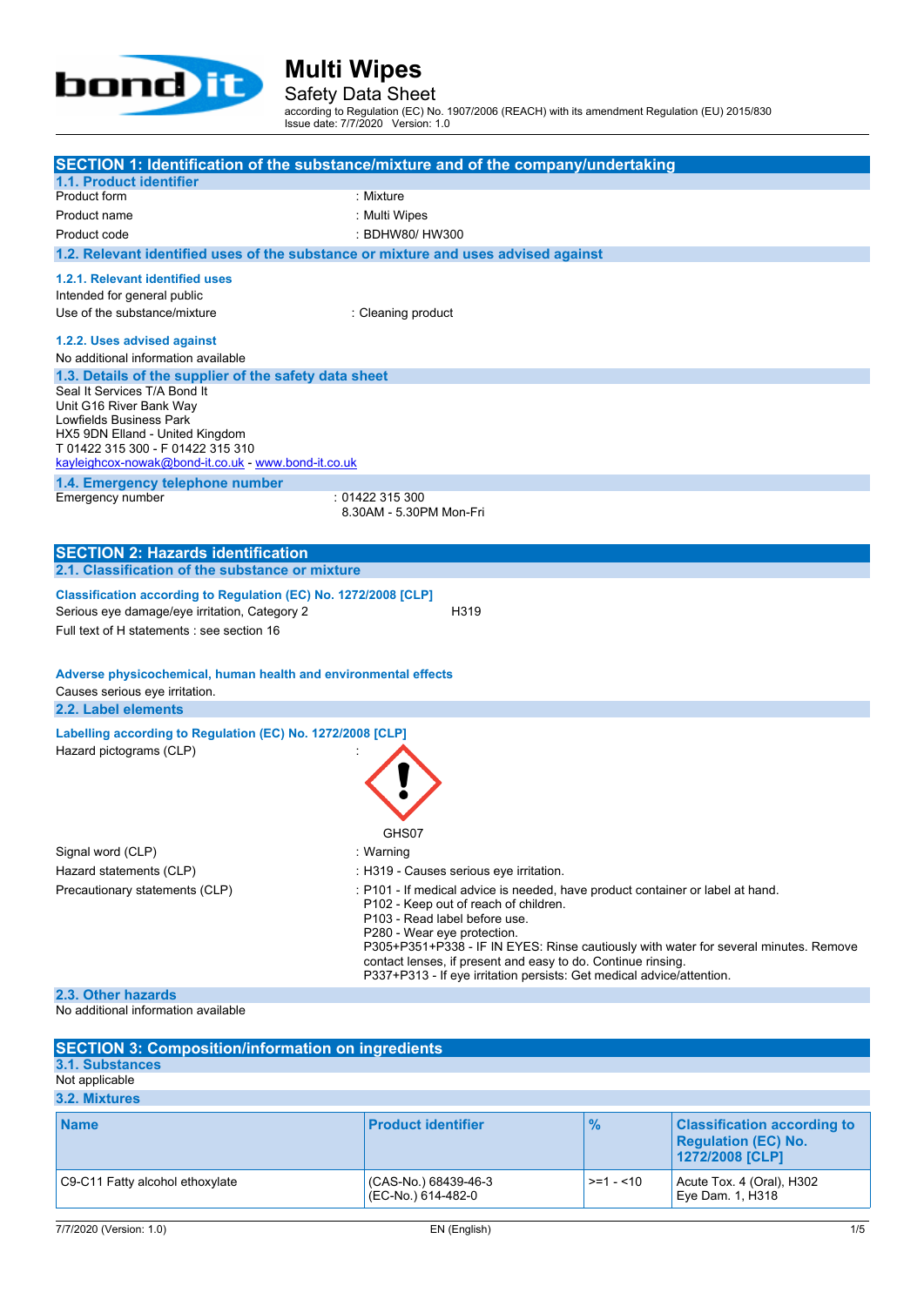# Multi Wipes

## Safety Data Sheet

according to Regulation (EC) No. 1907/2006 (REACH) with its amendment Regulation (EU) 2015/830
Issue date: 7/7/2020 Version: 1.0

## SECTION 1: Identification of the substance/mixture and of the company/undertaking

### 1.1. Product identifier

Product form : Mixture
Product name : Multi Wipes
Product code : BDHW80/ HW300

### 1.2. Relevant identified uses of the substance or mixture and uses advised against

#### 1.2.1. Relevant identified uses

Intended for general public
Use of the substance/mixture : Cleaning product

#### 1.2.2. Uses advised against

No additional information available

### 1.3. Details of the supplier of the safety data sheet

Seal It Services T/A Bond It
Unit G16 River Bank Way
Lowfields Business Park
HX5 9DN Elland - United Kingdom
T 01422 315 300 - F 01422 315 310
kayleighcox-nowak@bond-it.co.uk - www.bond-it.co.uk

### 1.4. Emergency telephone number

Emergency number : 01422 315 300
8.30AM - 5.30PM Mon-Fri

## SECTION 2: Hazards identification

### 2.1. Classification of the substance or mixture

#### Classification according to Regulation (EC) No. 1272/2008 [CLP]

Serious eye damage/eye irritation, Category 2 H319

Full text of H statements : see section 16

#### Adverse physicochemical, human health and environmental effects

Causes serious eye irritation.

### 2.2. Label elements

#### Labelling according to Regulation (EC) No. 1272/2008 [CLP]

Hazard pictograms (CLP) :

GHS07

Signal word (CLP) : Warning

Hazard statements (CLP) : H319 - Causes serious eye irritation.

Precautionary statements (CLP) :
P101 - If medical advice is needed, have product container or label at hand.
P102 - Keep out of reach of children.
P103 - Read label before use.
P280 - Wear eye protection.
P305+P351+P338 - IF IN EYES: Rinse cautiously with water for several minutes. Remove contact lenses, if present and easy to do. Continue rinsing.
P337+P313 - If eye irritation persists: Get medical advice/attention.

### 2.3. Other hazards

No additional information available

## SECTION 3: Composition/information on ingredients

### 3.1. Substances

Not applicable

### 3.2. Mixtures

| Name | Product identifier | % | Classification according to Regulation (EC) No. 1272/2008 [CLP] |
|---|---|---|---|
| C9-C11 Fatty alcohol ethoxylate | (CAS-No.) 68439-46-3<br>(EC-No.) 614-482-0 | >=1 - <10 | Acute Tox. 4 (Oral), H302<br>Eye Dam. 1, H318 |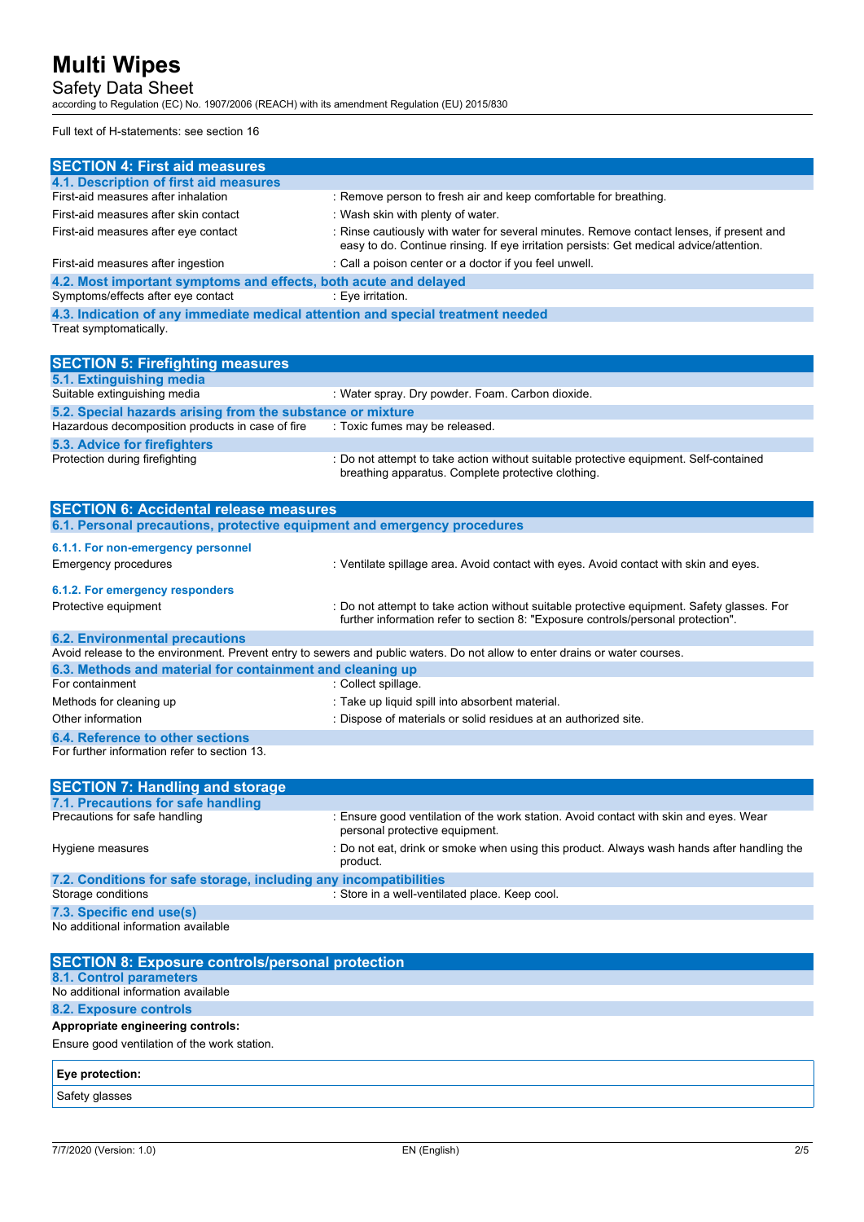Full text of H-statements: see section 16

## SECTION 4: First aid measures

### 4.1. Description of first aid measures

| | |
|---|---|
| First-aid measures after inhalation | : Remove person to fresh air and keep comfortable for breathing. |
| First-aid measures after skin contact | : Wash skin with plenty of water. |
| First-aid measures after eye contact | : Rinse cautiously with water for several minutes. Remove contact lenses, if present and easy to do. Continue rinsing. If eye irritation persists: Get medical advice/attention. |
| First-aid measures after ingestion | : Call a poison center or a doctor if you feel unwell. |

### 4.2. Most important symptoms and effects, both acute and delayed

| | |
|---|---|
| Symptoms/effects after eye contact | : Eye irritation. |

### 4.3. Indication of any immediate medical attention and special treatment needed

Treat symptomatically.

## SECTION 5: Firefighting measures

### 5.1. Extinguishing media

| | |
|---|---|
| Suitable extinguishing media | : Water spray. Dry powder. Foam. Carbon dioxide. |

### 5.2. Special hazards arising from the substance or mixture

| | |
|---|---|
| Hazardous decomposition products in case of fire | : Toxic fumes may be released. |

### 5.3. Advice for firefighters

| | |
|---|---|
| Protection during firefighting | : Do not attempt to take action without suitable protective equipment. Self-contained breathing apparatus. Complete protective clothing. |

## SECTION 6: Accidental release measures

### 6.1. Personal precautions, protective equipment and emergency procedures

#### 6.1.1. For non-emergency personnel

| | |
|---|---|
| Emergency procedures | : Ventilate spillage area. Avoid contact with eyes. Avoid contact with skin and eyes. |

#### 6.1.2. For emergency responders

| | |
|---|---|
| Protective equipment | : Do not attempt to take action without suitable protective equipment. Safety glasses. For further information refer to section 8: "Exposure controls/personal protection". |

### 6.2. Environmental precautions

Avoid release to the environment. Prevent entry to sewers and public waters. Do not allow to enter drains or water courses.

### 6.3. Methods and material for containment and cleaning up

| | |
|---|---|
| For containment | : Collect spillage. |
| Methods for cleaning up | : Take up liquid spill into absorbent material. |
| Other information | : Dispose of materials or solid residues at an authorized site. |

### 6.4. Reference to other sections

For further information refer to section 13.

## SECTION 7: Handling and storage

### 7.1. Precautions for safe handling

| | |
|---|---|
| Precautions for safe handling | : Ensure good ventilation of the work station. Avoid contact with skin and eyes. Wear personal protective equipment. |
| Hygiene measures | : Do not eat, drink or smoke when using this product. Always wash hands after handling the product. |

### 7.2. Conditions for safe storage, including any incompatibilities

| | |
|---|---|
| Storage conditions | : Store in a well-ventilated place. Keep cool. |

### 7.3. Specific end use(s)

No additional information available

## SECTION 8: Exposure controls/personal protection

### 8.1. Control parameters

No additional information available

### 8.2. Exposure controls

**Appropriate engineering controls:**

Ensure good ventilation of the work station.

| **Eye protection:** |
|---|
| Safety glasses |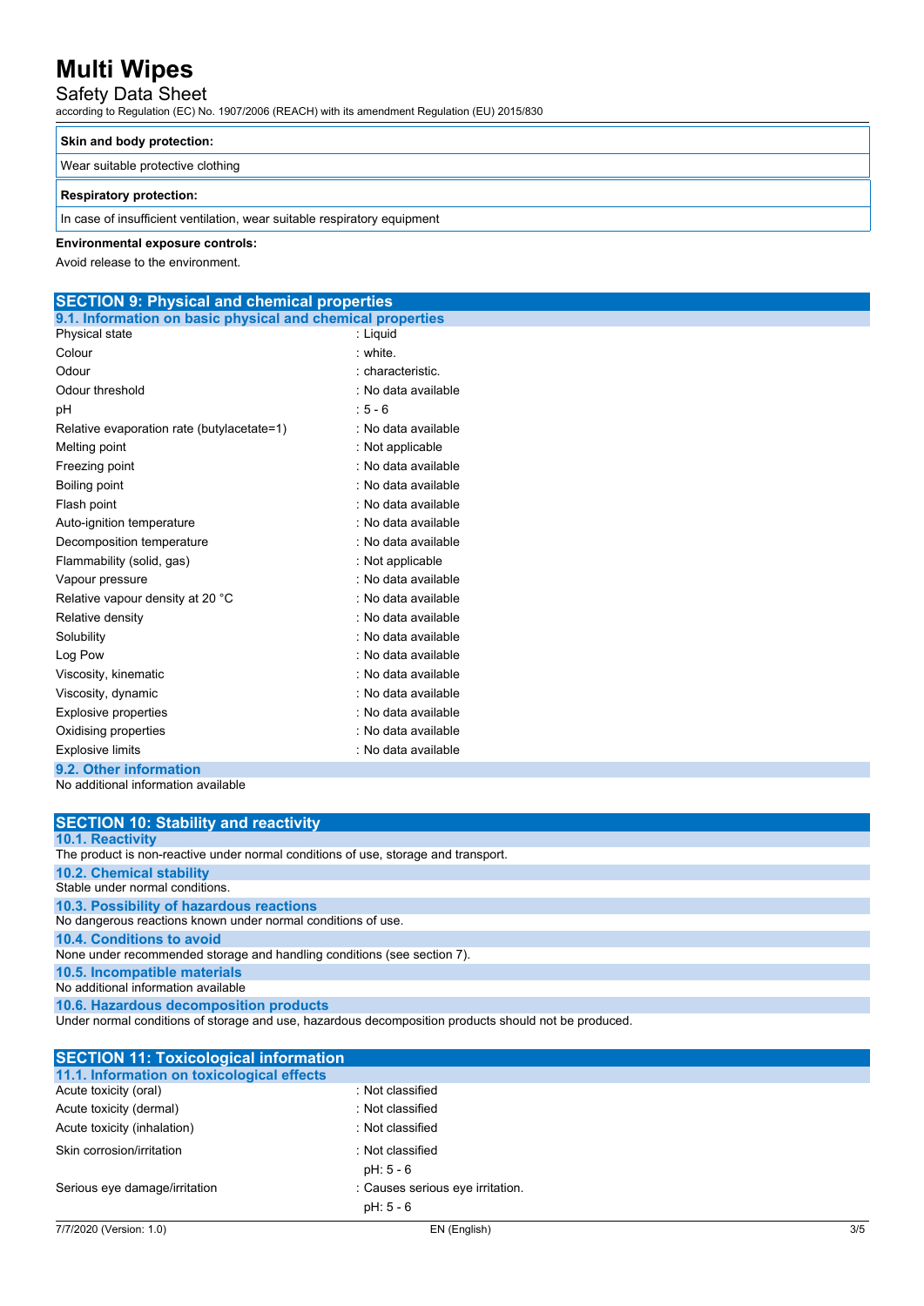| Skin and body protection: |
| --- |
| Wear suitable protective clothing |

| Respiratory protection: |
| --- |
| In case of insufficient ventilation, wear suitable respiratory equipment |

**Environmental exposure controls:**

Avoid release to the environment.

## SECTION 9: Physical and chemical properties

### 9.1. Information on basic physical and chemical properties

| | |
| --- | --- |
| Physical state | : Liquid |
| Colour | : white. |
| Odour | : characteristic. |
| Odour threshold | : No data available |
| pH | : 5 - 6 |
| Relative evaporation rate (butylacetate=1) | : No data available |
| Melting point | : Not applicable |
| Freezing point | : No data available |
| Boiling point | : No data available |
| Flash point | : No data available |
| Auto-ignition temperature | : No data available |
| Decomposition temperature | : No data available |
| Flammability (solid, gas) | : Not applicable |
| Vapour pressure | : No data available |
| Relative vapour density at 20 °C | : No data available |
| Relative density | : No data available |
| Solubility | : No data available |
| Log Pow | : No data available |
| Viscosity, kinematic | : No data available |
| Viscosity, dynamic | : No data available |
| Explosive properties | : No data available |
| Oxidising properties | : No data available |
| Explosive limits | : No data available |

### 9.2. Other information

No additional information available

## SECTION 10: Stability and reactivity

### 10.1. Reactivity

The product is non-reactive under normal conditions of use, storage and transport.

### 10.2. Chemical stability

Stable under normal conditions.

### 10.3. Possibility of hazardous reactions

No dangerous reactions known under normal conditions of use.

### 10.4. Conditions to avoid

None under recommended storage and handling conditions (see section 7).

### 10.5. Incompatible materials

No additional information available

### 10.6. Hazardous decomposition products

Under normal conditions of storage and use, hazardous decomposition products should not be produced.

## SECTION 11: Toxicological information

### 11.1. Information on toxicological effects

| | |
| --- | --- |
| Acute toxicity (oral) | : Not classified |
| Acute toxicity (dermal) | : Not classified |
| Acute toxicity (inhalation) | : Not classified |
| Skin corrosion/irritation | : Not classified<br>pH: 5 - 6 |
| Serious eye damage/irritation | : Causes serious eye irritation.<br>pH: 5 - 6 |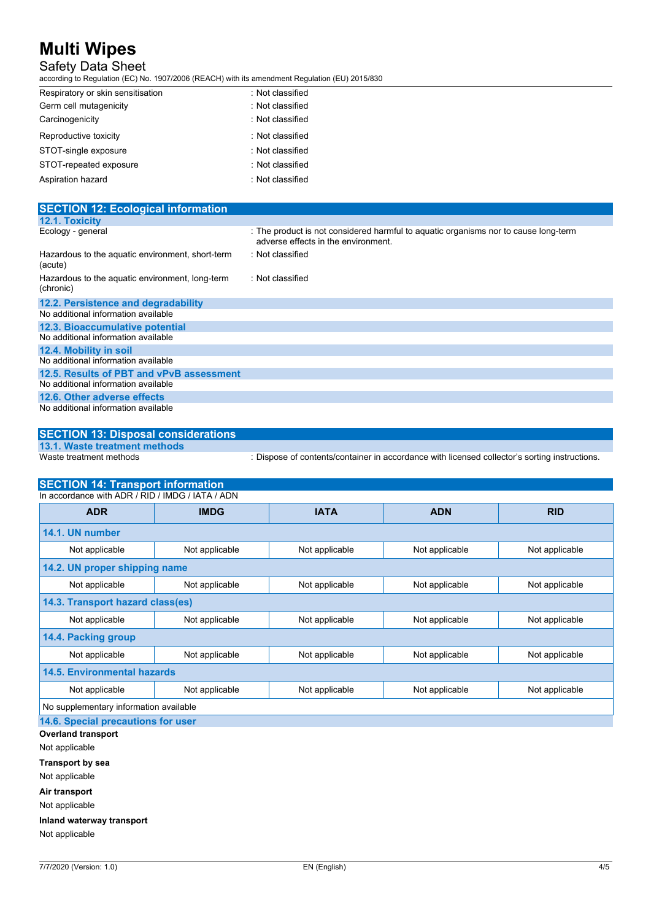| | |
|---|---|
| Respiratory or skin sensitisation | : Not classified |
| Germ cell mutagenicity | : Not classified |
| Carcinogenicity | : Not classified |
| Reproductive toxicity | : Not classified |
| STOT-single exposure | : Not classified |
| STOT-repeated exposure | : Not classified |
| Aspiration hazard | : Not classified |

## SECTION 12: Ecological information

### 12.1. Toxicity

| | |
|---|---|
| Ecology - general | : The product is not considered harmful to aquatic organisms nor to cause long-term adverse effects in the environment. |
| Hazardous to the aquatic environment, short-term (acute) | : Not classified |
| Hazardous to the aquatic environment, long-term (chronic) | : Not classified |

### 12.2. Persistence and degradability

No additional information available

### 12.3. Bioaccumulative potential

No additional information available

### 12.4. Mobility in soil

No additional information available

### 12.5. Results of PBT and vPvB assessment

No additional information available

### 12.6. Other adverse effects

No additional information available

## SECTION 13: Disposal considerations

### 13.1. Waste treatment methods

| | |
|---|---|
| Waste treatment methods | : Dispose of contents/container in accordance with licensed collector's sorting instructions. |

## SECTION 14: Transport information

In accordance with ADR / RID / IMDG / IATA / ADN

| ADR | IMDG | IATA | ADN | RID |
|---|---|---|---|---|
| **14.1. UN number** | | | | |
| Not applicable | Not applicable | Not applicable | Not applicable | Not applicable |
| **14.2. UN proper shipping name** | | | | |
| Not applicable | Not applicable | Not applicable | Not applicable | Not applicable |
| **14.3. Transport hazard class(es)** | | | | |
| Not applicable | Not applicable | Not applicable | Not applicable | Not applicable |
| **14.4. Packing group** | | | | |
| Not applicable | Not applicable | Not applicable | Not applicable | Not applicable |
| **14.5. Environmental hazards** | | | | |
| Not applicable | Not applicable | Not applicable | Not applicable | Not applicable |
| No supplementary information available | | | | |

### 14.6. Special precautions for user

**Overland transport**

Not applicable

**Transport by sea**

Not applicable

**Air transport**

Not applicable

**Inland waterway transport**

Not applicable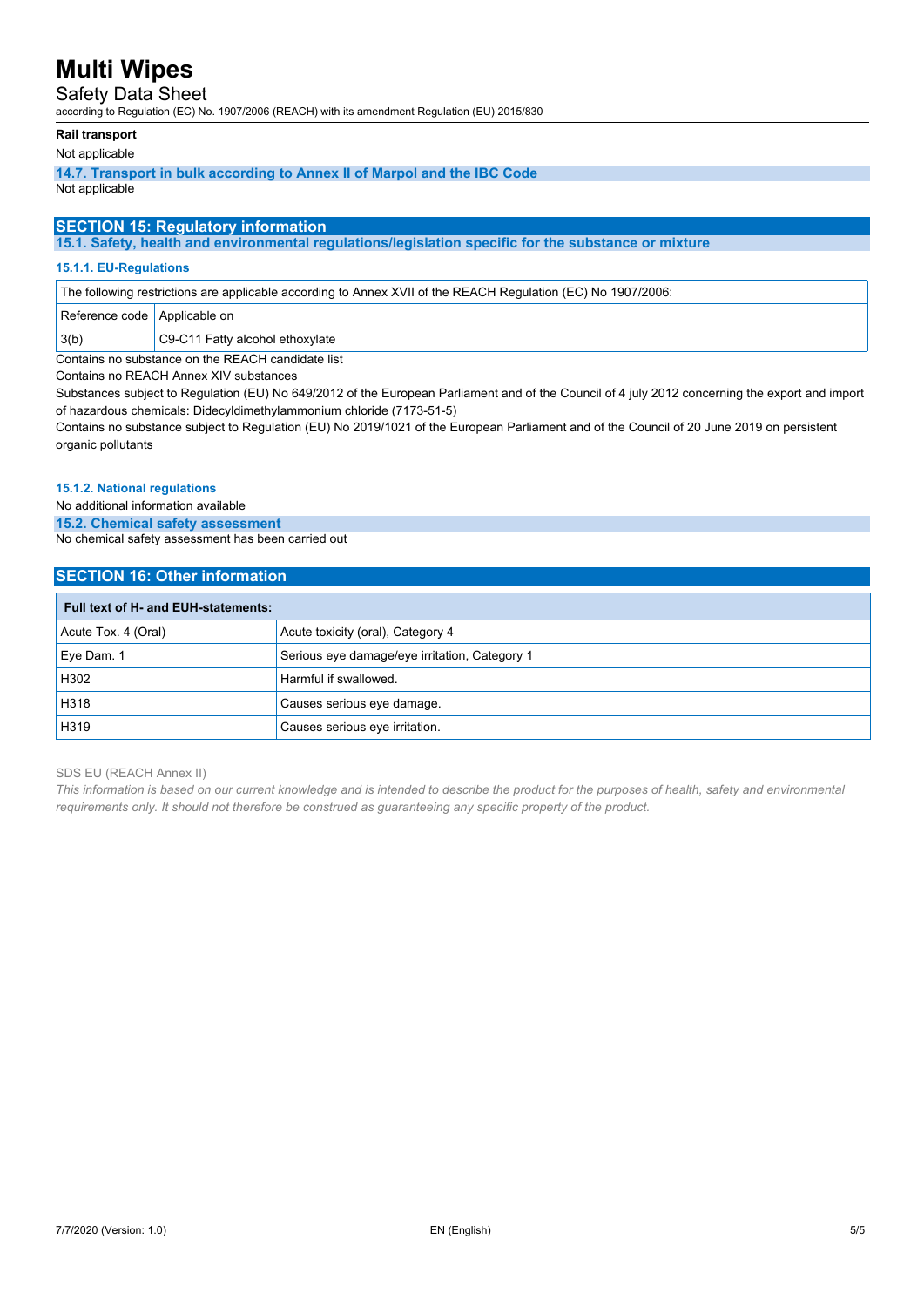**Rail transport**

Not applicable

### 14.7. Transport in bulk according to Annex II of Marpol and the IBC Code

Not applicable

## SECTION 15: Regulatory information

### 15.1. Safety, health and environmental regulations/legislation specific for the substance or mixture

#### 15.1.1. EU-Regulations

| The following restrictions are applicable according to Annex XVII of the REACH Regulation (EC) No 1907/2006: | |
|---|---|
| Reference code | Applicable on |
| 3(b) | C9-C11 Fatty alcohol ethoxylate |

Contains no substance on the REACH candidate list

Contains no REACH Annex XIV substances

Substances subject to Regulation (EU) No 649/2012 of the European Parliament and of the Council of 4 july 2012 concerning the export and import of hazardous chemicals: Didecyldimethylammonium chloride (7173-51-5)

Contains no substance subject to Regulation (EU) No 2019/1021 of the European Parliament and of the Council of 20 June 2019 on persistent organic pollutants

#### 15.1.2. National regulations

No additional information available

### 15.2. Chemical safety assessment

No chemical safety assessment has been carried out

## SECTION 16: Other information

| Full text of H- and EUH-statements: | |
|---|---|
| Acute Tox. 4 (Oral) | Acute toxicity (oral), Category 4 |
| Eye Dam. 1 | Serious eye damage/eye irritation, Category 1 |
| H302 | Harmful if swallowed. |
| H318 | Causes serious eye damage. |
| H319 | Causes serious eye irritation. |

SDS EU (REACH Annex II)

*This information is based on our current knowledge and is intended to describe the product for the purposes of health, safety and environmental requirements only. It should not therefore be construed as guaranteeing any specific property of the product.*